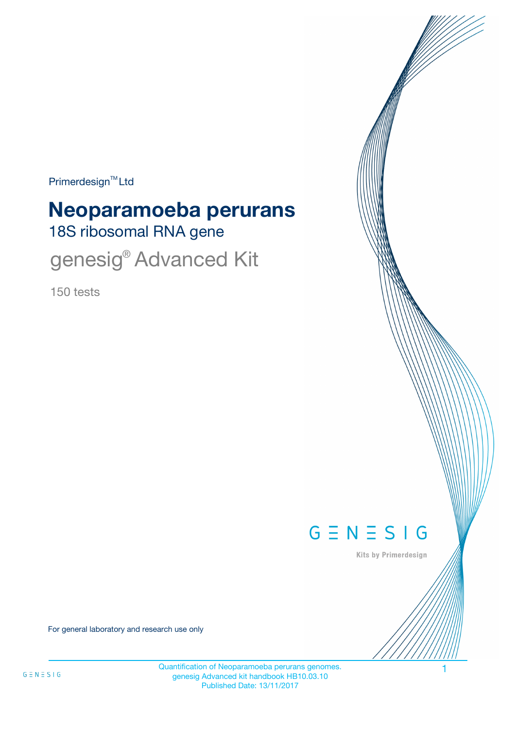Primerdesign™ Ltd

# Neoparamoeba perurans

## 18S ribosomal RNA gene

## genesig® Advanced Kit

150 tests

GENESIG

Kits by Primerdesign

For general laboratory and research use only

Quantification of Neoparamoeba perurans genomes.
genesig Advanced kit handbook HB10.03.10
Published Date: 13/11/2017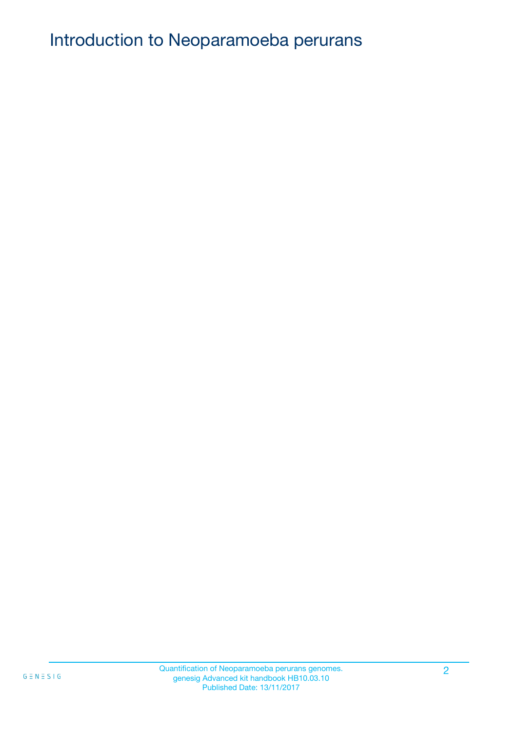# Introduction to Neoparamoeba perurans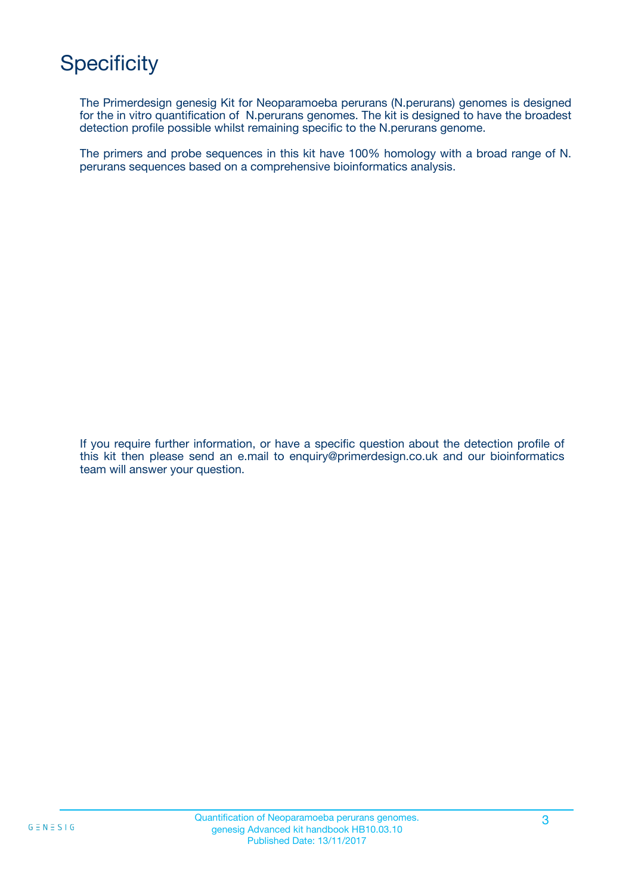# Specificity

The Primerdesign genesig Kit for Neoparamoeba perurans (N.perurans) genomes is designed for the in vitro quantification of N.perurans genomes. The kit is designed to have the broadest detection profile possible whilst remaining specific to the N.perurans genome.

The primers and probe sequences in this kit have 100% homology with a broad range of N. perurans sequences based on a comprehensive bioinformatics analysis.

If you require further information, or have a specific question about the detection profile of this kit then please send an e.mail to enquiry@primerdesign.co.uk and our bioinformatics team will answer your question.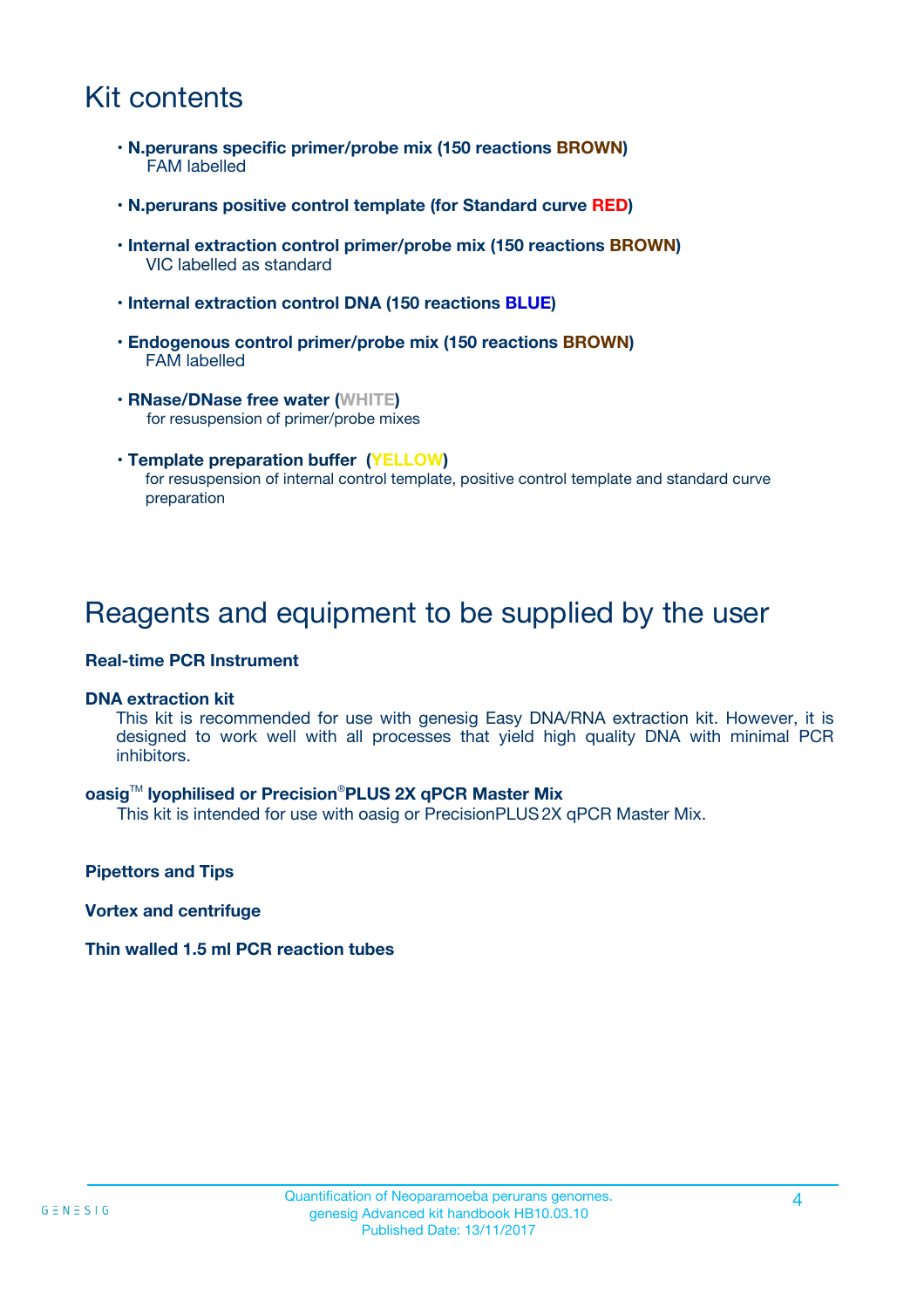# Kit contents

- **N.perurans specific primer/probe mix (150 reactions BROWN)**
  FAM labelled

- **N.perurans positive control template (for Standard curve RED)**

- **Internal extraction control primer/probe mix (150 reactions BROWN)**
  VIC labelled as standard

- **Internal extraction control DNA (150 reactions BLUE)**

- **Endogenous control primer/probe mix (150 reactions BROWN)**
  FAM labelled

- **RNase/DNase free water (WHITE)**
  for resuspension of primer/probe mixes

- **Template preparation buffer (YELLOW)**
  for resuspension of internal control template, positive control template and standard curve preparation

# Reagents and equipment to be supplied by the user

**Real-time PCR Instrument**

**DNA extraction kit**

This kit is recommended for use with genesig Easy DNA/RNA extraction kit. However, it is designed to work well with all processes that yield high quality DNA with minimal PCR inhibitors.

**oasig™ lyophilised or Precision®PLUS 2X qPCR Master Mix**

This kit is intended for use with oasig or PrecisionPLUS 2X qPCR Master Mix.

**Pipettors and Tips**

**Vortex and centrifuge**

**Thin walled 1.5 ml PCR reaction tubes**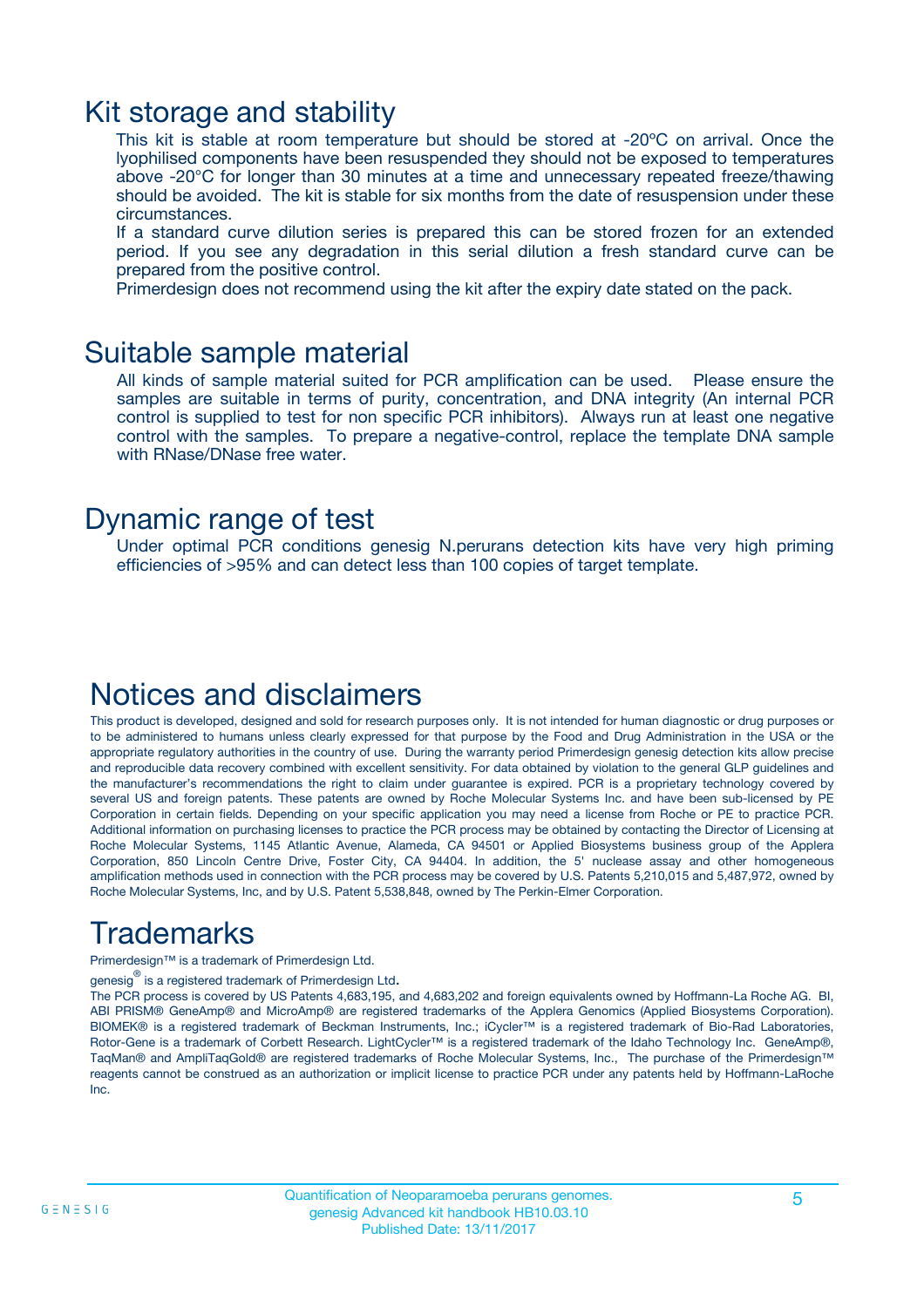# Kit storage and stability

This kit is stable at room temperature but should be stored at -20ºC on arrival. Once the lyophilised components have been resuspended they should not be exposed to temperatures above -20°C for longer than 30 minutes at a time and unnecessary repeated freeze/thawing should be avoided. The kit is stable for six months from the date of resuspension under these circumstances.

If a standard curve dilution series is prepared this can be stored frozen for an extended period. If you see any degradation in this serial dilution a fresh standard curve can be prepared from the positive control.

Primerdesign does not recommend using the kit after the expiry date stated on the pack.

# Suitable sample material

All kinds of sample material suited for PCR amplification can be used. Please ensure the samples are suitable in terms of purity, concentration, and DNA integrity (An internal PCR control is supplied to test for non specific PCR inhibitors). Always run at least one negative control with the samples. To prepare a negative-control, replace the template DNA sample with RNase/DNase free water.

# Dynamic range of test

Under optimal PCR conditions genesig N.perurans detection kits have very high priming efficiencies of >95% and can detect less than 100 copies of target template.

# Notices and disclaimers

This product is developed, designed and sold for research purposes only. It is not intended for human diagnostic or drug purposes or to be administered to humans unless clearly expressed for that purpose by the Food and Drug Administration in the USA or the appropriate regulatory authorities in the country of use. During the warranty period Primerdesign genesig detection kits allow precise and reproducible data recovery combined with excellent sensitivity. For data obtained by violation to the general GLP guidelines and the manufacturer's recommendations the right to claim under guarantee is expired. PCR is a proprietary technology covered by several US and foreign patents. These patents are owned by Roche Molecular Systems Inc. and have been sub-licensed by PE Corporation in certain fields. Depending on your specific application you may need a license from Roche or PE to practice PCR. Additional information on purchasing licenses to practice the PCR process may be obtained by contacting the Director of Licensing at Roche Molecular Systems, 1145 Atlantic Avenue, Alameda, CA 94501 or Applied Biosystems business group of the Applera Corporation, 850 Lincoln Centre Drive, Foster City, CA 94404. In addition, the 5' nuclease assay and other homogeneous amplification methods used in connection with the PCR process may be covered by U.S. Patents 5,210,015 and 5,487,972, owned by Roche Molecular Systems, Inc, and by U.S. Patent 5,538,848, owned by The Perkin-Elmer Corporation.

# Trademarks

Primerdesign™ is a trademark of Primerdesign Ltd.

genesig® is a registered trademark of Primerdesign Ltd.

The PCR process is covered by US Patents 4,683,195, and 4,683,202 and foreign equivalents owned by Hoffmann-La Roche AG. BI, ABI PRISM® GeneAmp® and MicroAmp® are registered trademarks of the Applera Genomics (Applied Biosystems Corporation). BIOMEK® is a registered trademark of Beckman Instruments, Inc.; iCycler™ is a registered trademark of Bio-Rad Laboratories, Rotor-Gene is a trademark of Corbett Research. LightCycler™ is a registered trademark of the Idaho Technology Inc. GeneAmp®, TaqMan® and AmpliTaqGold® are registered trademarks of Roche Molecular Systems, Inc., The purchase of the Primerdesign™ reagents cannot be construed as an authorization or implicit license to practice PCR under any patents held by Hoffmann-LaRoche Inc.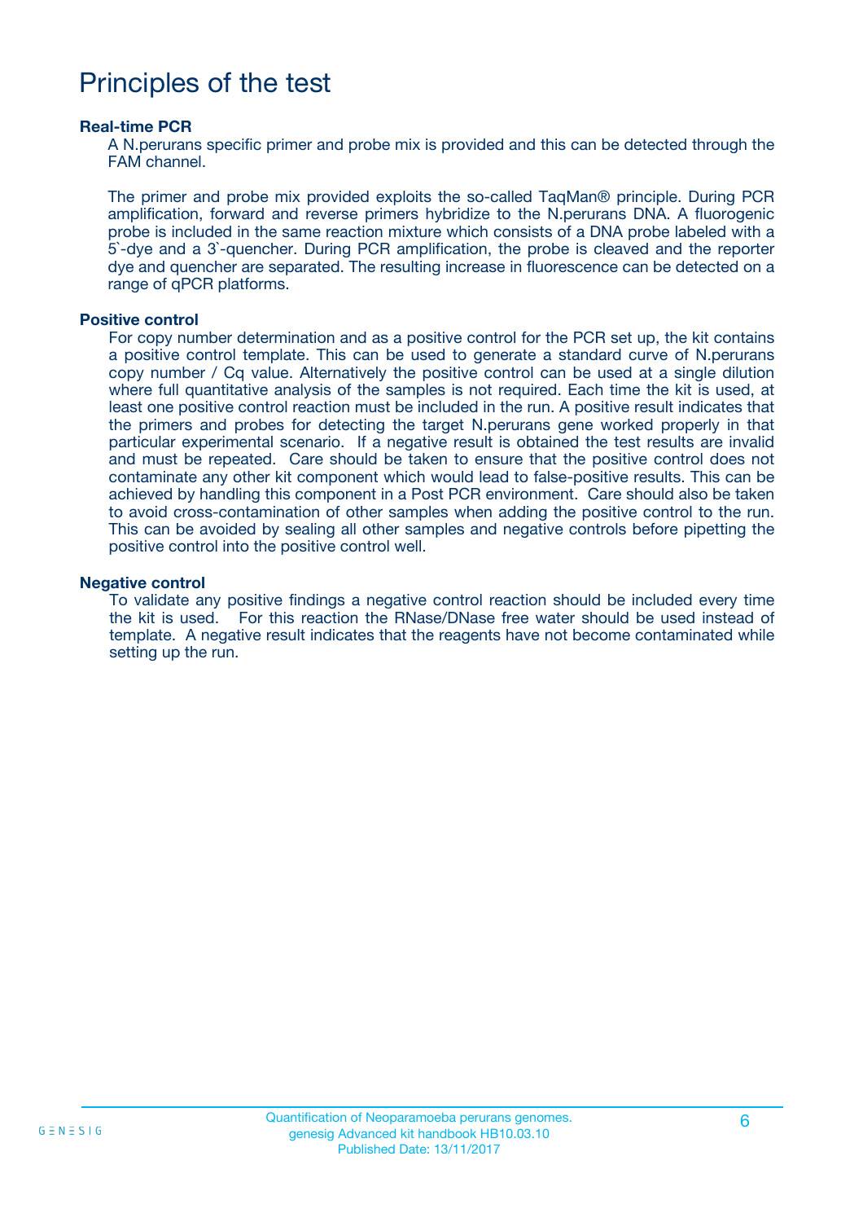# Principles of the test

**Real-time PCR**

A N.perurans specific primer and probe mix is provided and this can be detected through the FAM channel.

The primer and probe mix provided exploits the so-called TaqMan® principle. During PCR amplification, forward and reverse primers hybridize to the N.perurans DNA. A fluorogenic probe is included in the same reaction mixture which consists of a DNA probe labeled with a 5`-dye and a 3`-quencher. During PCR amplification, the probe is cleaved and the reporter dye and quencher are separated. The resulting increase in fluorescence can be detected on a range of qPCR platforms.

**Positive control**

For copy number determination and as a positive control for the PCR set up, the kit contains a positive control template. This can be used to generate a standard curve of N.perurans copy number / Cq value. Alternatively the positive control can be used at a single dilution where full quantitative analysis of the samples is not required. Each time the kit is used, at least one positive control reaction must be included in the run. A positive result indicates that the primers and probes for detecting the target N.perurans gene worked properly in that particular experimental scenario. If a negative result is obtained the test results are invalid and must be repeated. Care should be taken to ensure that the positive control does not contaminate any other kit component which would lead to false-positive results. This can be achieved by handling this component in a Post PCR environment. Care should also be taken to avoid cross-contamination of other samples when adding the positive control to the run. This can be avoided by sealing all other samples and negative controls before pipetting the positive control into the positive control well.

**Negative control**

To validate any positive findings a negative control reaction should be included every time the kit is used. For this reaction the RNase/DNase free water should be used instead of template. A negative result indicates that the reagents have not become contaminated while setting up the run.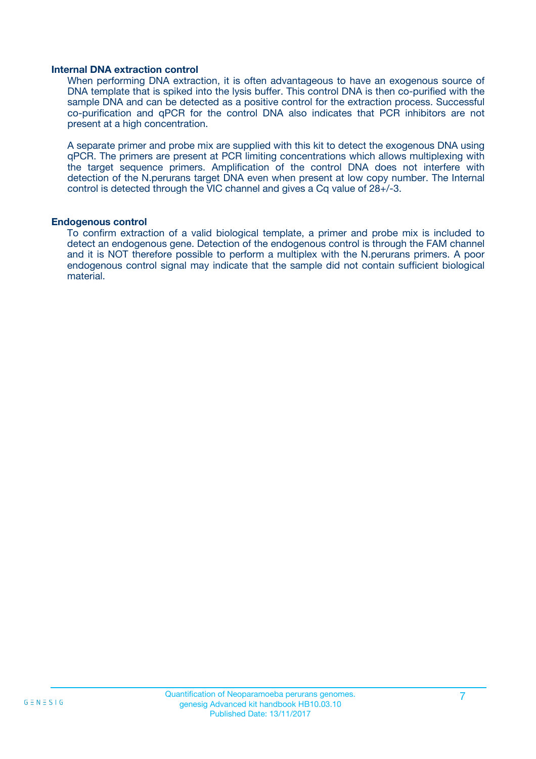### Internal DNA extraction control

When performing DNA extraction, it is often advantageous to have an exogenous source of DNA template that is spiked into the lysis buffer. This control DNA is then co-purified with the sample DNA and can be detected as a positive control for the extraction process. Successful co-purification and qPCR for the control DNA also indicates that PCR inhibitors are not present at a high concentration.

A separate primer and probe mix are supplied with this kit to detect the exogenous DNA using qPCR. The primers are present at PCR limiting concentrations which allows multiplexing with the target sequence primers. Amplification of the control DNA does not interfere with detection of the N.perurans target DNA even when present at low copy number. The Internal control is detected through the VIC channel and gives a Cq value of 28+/-3.

### Endogenous control

To confirm extraction of a valid biological template, a primer and probe mix is included to detect an endogenous gene. Detection of the endogenous control is through the FAM channel and it is NOT therefore possible to perform a multiplex with the N.perurans primers. A poor endogenous control signal may indicate that the sample did not contain sufficient biological material.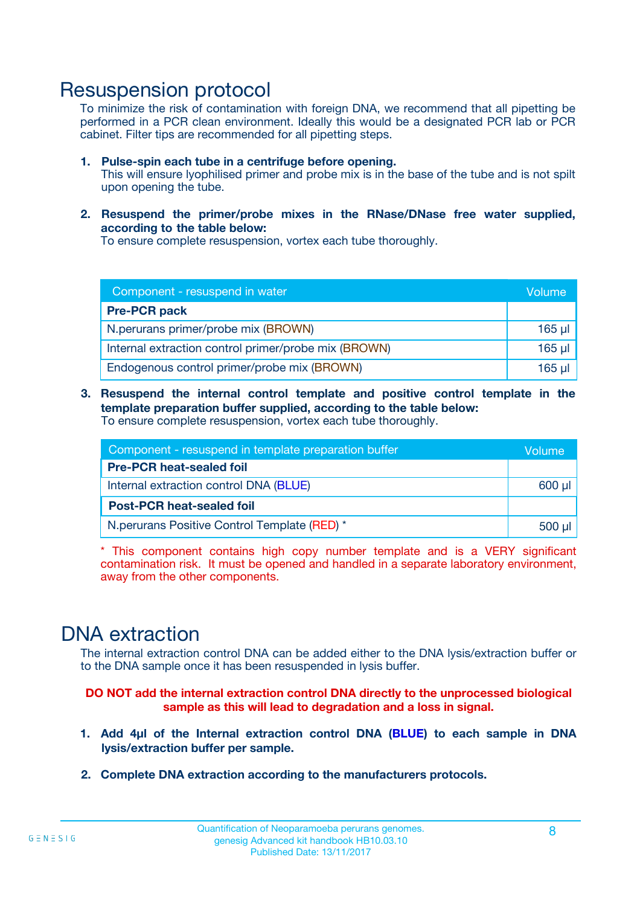# Resuspension protocol

To minimize the risk of contamination with foreign DNA, we recommend that all pipetting be performed in a PCR clean environment. Ideally this would be a designated PCR lab or PCR cabinet. Filter tips are recommended for all pipetting steps.

1. **Pulse-spin each tube in a centrifuge before opening.**
   This will ensure lyophilised primer and probe mix is in the base of the tube and is not spilt upon opening the tube.

2. **Resuspend the primer/probe mixes in the RNase/DNase free water supplied, according to the table below:**
   To ensure complete resuspension, vortex each tube thoroughly.

| Component - resuspend in water | Volume |
|---|---|
| **Pre-PCR pack** | |
| N.perurans primer/probe mix (BROWN) | 165 µl |
| Internal extraction control primer/probe mix (BROWN) | 165 µl |
| Endogenous control primer/probe mix (BROWN) | 165 µl |

3. **Resuspend the internal control template and positive control template in the template preparation buffer supplied, according to the table below:**
   To ensure complete resuspension, vortex each tube thoroughly.

| Component - resuspend in template preparation buffer | Volume |
|---|---|
| **Pre-PCR heat-sealed foil** | |
| Internal extraction control DNA (BLUE) | 600 µl |
| **Post-PCR heat-sealed foil** | |
| N.perurans Positive Control Template (RED) * | 500 µl |

* This component contains high copy number template and is a VERY significant contamination risk. It must be opened and handled in a separate laboratory environment, away from the other components.

# DNA extraction

The internal extraction control DNA can be added either to the DNA lysis/extraction buffer or to the DNA sample once it has been resuspended in lysis buffer.

**DO NOT add the internal extraction control DNA directly to the unprocessed biological sample as this will lead to degradation and a loss in signal.**

1. **Add 4µl of the Internal extraction control DNA (BLUE) to each sample in DNA lysis/extraction buffer per sample.**

2. **Complete DNA extraction according to the manufacturers protocols.**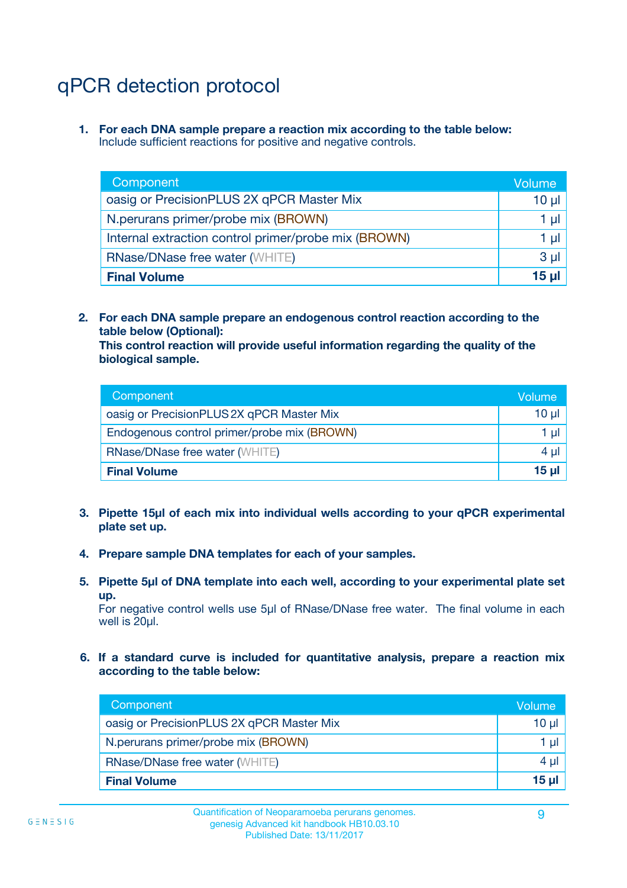# qPCR detection protocol

1. **For each DNA sample prepare a reaction mix according to the table below:**
   Include sufficient reactions for positive and negative controls.

| Component | Volume |
|---|---|
| oasig or PrecisionPLUS 2X qPCR Master Mix | 10 µl |
| N.perurans primer/probe mix (BROWN) | 1 µl |
| Internal extraction control primer/probe mix (BROWN) | 1 µl |
| RNase/DNase free water (WHITE) | 3 µl |
| **Final Volume** | **15 µl** |

2. **For each DNA sample prepare an endogenous control reaction according to the table below (Optional):**
   **This control reaction will provide useful information regarding the quality of the biological sample.**

| Component | Volume |
|---|---|
| oasig or PrecisionPLUS 2X qPCR Master Mix | 10 µl |
| Endogenous control primer/probe mix (BROWN) | 1 µl |
| RNase/DNase free water (WHITE) | 4 µl |
| **Final Volume** | **15 µl** |

3. **Pipette 15µl of each mix into individual wells according to your qPCR experimental plate set up.**

4. **Prepare sample DNA templates for each of your samples.**

5. **Pipette 5µl of DNA template into each well, according to your experimental plate set up.**
   For negative control wells use 5µl of RNase/DNase free water. The final volume in each well is 20µl.

6. **If a standard curve is included for quantitative analysis, prepare a reaction mix according to the table below:**

| Component | Volume |
|---|---|
| oasig or PrecisionPLUS 2X qPCR Master Mix | 10 µl |
| N.perurans primer/probe mix (BROWN) | 1 µl |
| RNase/DNase free water (WHITE) | 4 µl |
| **Final Volume** | **15 µl** |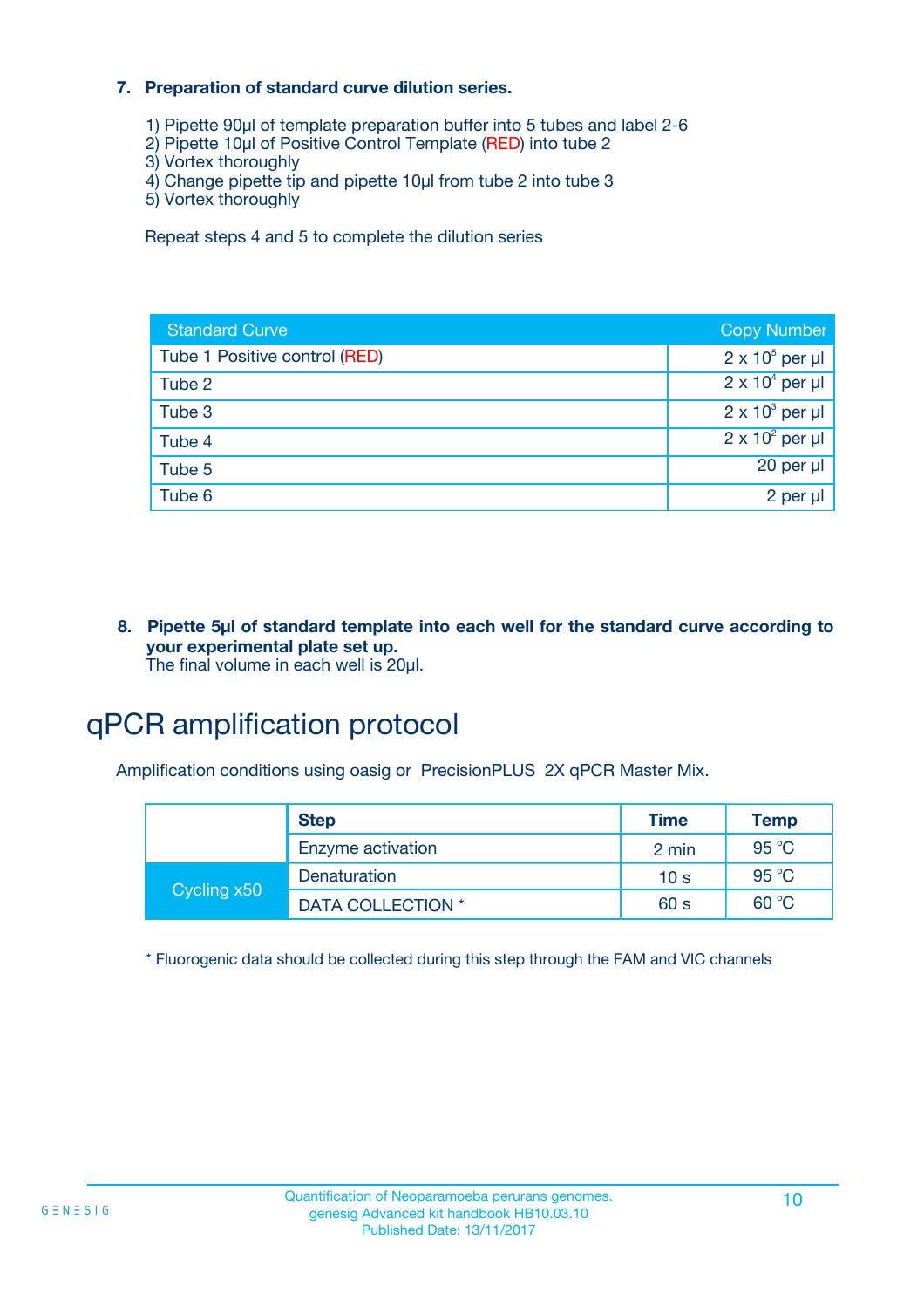**7. Preparation of standard curve dilution series.**

1) Pipette 90µl of template preparation buffer into 5 tubes and label 2-6
2) Pipette 10µl of Positive Control Template (RED) into tube 2
3) Vortex thoroughly
4) Change pipette tip and pipette 10µl from tube 2 into tube 3
5) Vortex thoroughly

Repeat steps 4 and 5 to complete the dilution series

| Standard Curve | Copy Number |
|---|---|
| Tube 1 Positive control (RED) | $2 \times 10^5$ per µl |
| Tube 2 | $2 \times 10^4$ per µl |
| Tube 3 | $2 \times 10^3$ per µl |
| Tube 4 | $2 \times 10^2$ per µl |
| Tube 5 | 20 per µl |
| Tube 6 | 2 per µl |

**8. Pipette 5µl of standard template into each well for the standard curve according to your experimental plate set up.**
The final volume in each well is 20µl.

# qPCR amplification protocol

Amplification conditions using oasig or PrecisionPLUS 2X qPCR Master Mix.

| | Step | Time | Temp |
|---|---|---|---|
| | Enzyme activation | 2 min | 95 °C |
| Cycling x50 | Denaturation | 10 s | 95 °C |
| | DATA COLLECTION * | 60 s | 60 °C |

* Fluorogenic data should be collected during this step through the FAM and VIC channels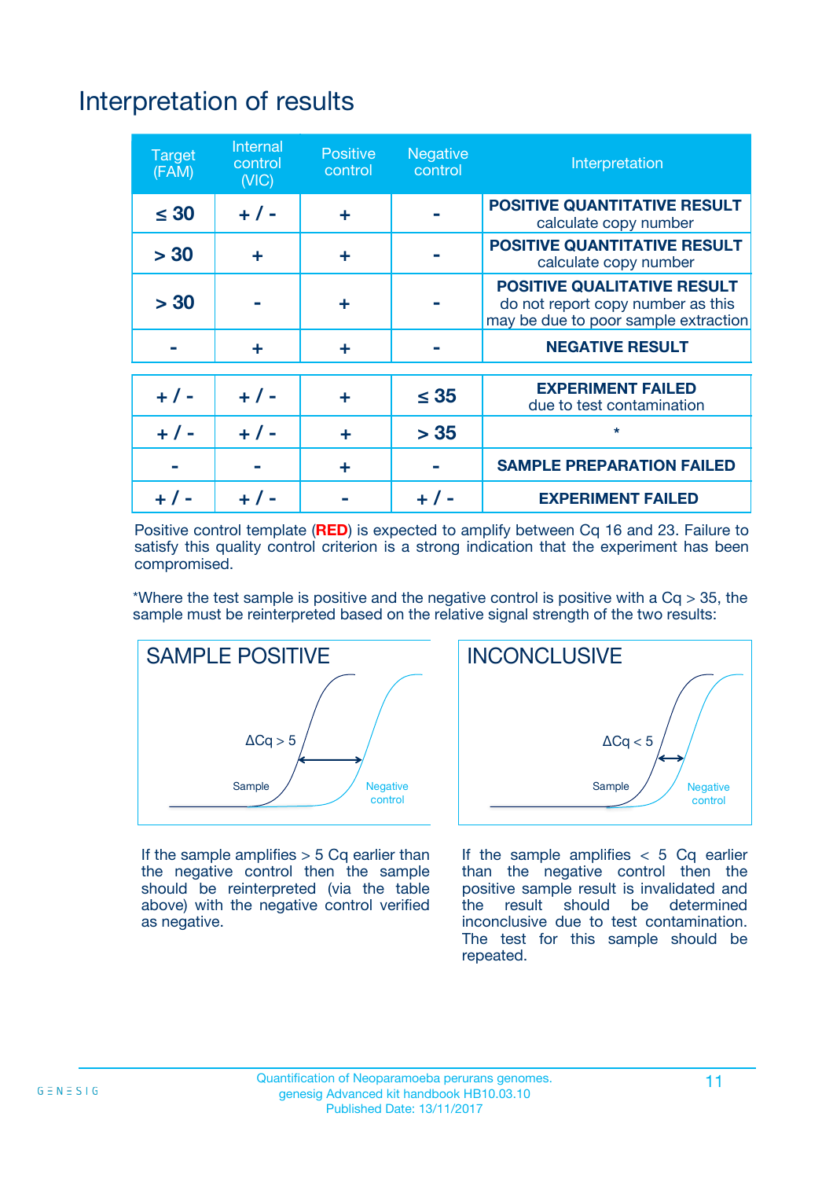# Interpretation of results

| Target (FAM) | Internal control (VIC) | Positive control | Negative control | Interpretation |
|---|---|---|---|---|
| ≤ 30 | + / - | + | - | **POSITIVE QUANTITATIVE RESULT** calculate copy number |
| > 30 | + | + | - | **POSITIVE QUANTITATIVE RESULT** calculate copy number |
| > 30 | - | + | - | **POSITIVE QUALITATIVE RESULT** do not report copy number as this may be due to poor sample extraction |
| - | + | + | - | **NEGATIVE RESULT** |
| + / - | + / - | + | ≤ 35 | **EXPERIMENT FAILED** due to test contamination |
| + / - | + / - | + | > 35 | * |
| - | - | + | - | **SAMPLE PREPARATION FAILED** |
| + / - | + / - | - | + / - | **EXPERIMENT FAILED** |

Positive control template (**RED**) is expected to amplify between Cq 16 and 23. Failure to satisfy this quality control criterion is a strong indication that the experiment has been compromised.

*Where the test sample is positive and the negative control is positive with a Cq > 35, the sample must be reinterpreted based on the relative signal strength of the two results:

**SAMPLE POSITIVE**

ΔCq > 5 — Sample — Negative control

If the sample amplifies > 5 Cq earlier than the negative control then the sample should be reinterpreted (via the table above) with the negative control verified as negative.

**INCONCLUSIVE**

ΔCq < 5 — Sample — Negative control

If the sample amplifies < 5 Cq earlier than the negative control then the positive sample result is invalidated and the result should be determined inconclusive due to test contamination. The test for this sample should be repeated.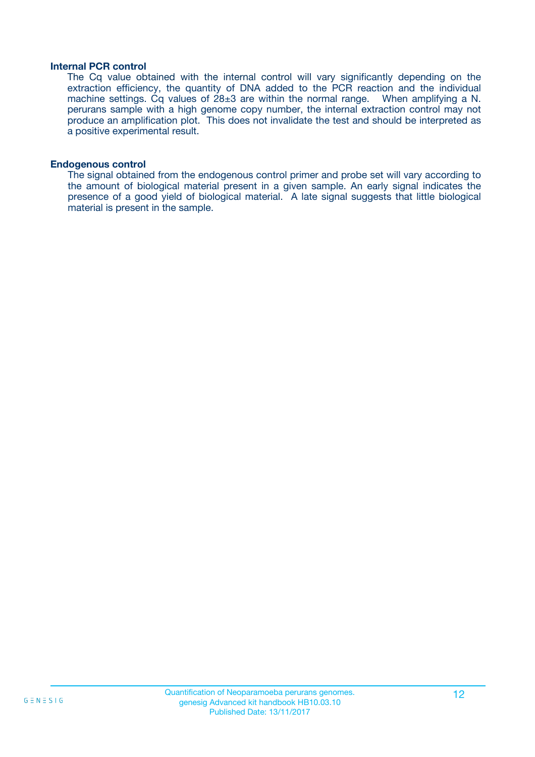**Internal PCR control**

The Cq value obtained with the internal control will vary significantly depending on the extraction efficiency, the quantity of DNA added to the PCR reaction and the individual machine settings. Cq values of $28\pm3$ are within the normal range. When amplifying a N. perurans sample with a high genome copy number, the internal extraction control may not produce an amplification plot. This does not invalidate the test and should be interpreted as a positive experimental result.

**Endogenous control**

The signal obtained from the endogenous control primer and probe set will vary according to the amount of biological material present in a given sample. An early signal indicates the presence of a good yield of biological material. A late signal suggests that little biological material is present in the sample.